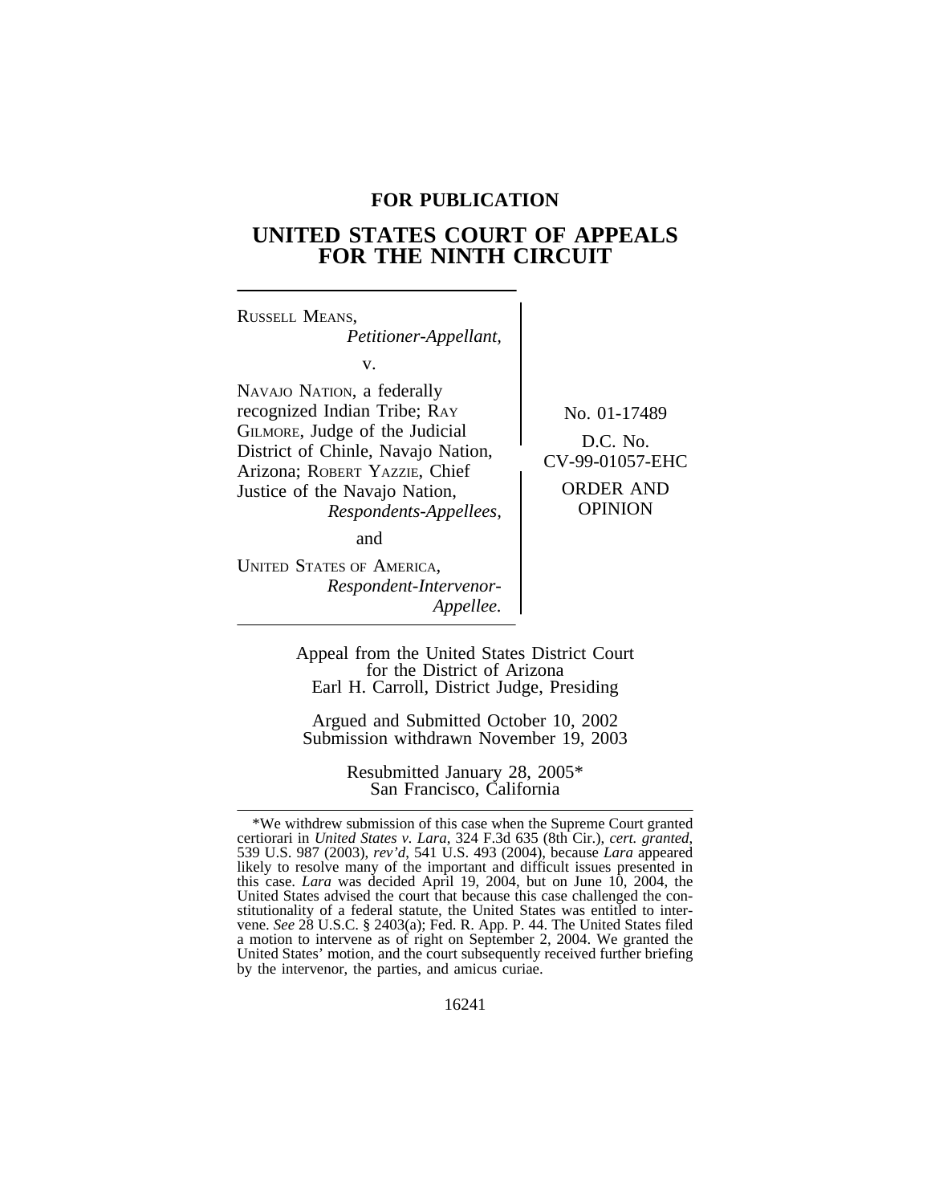**FOR PUBLICATION**

# UNITED STATES COURT OF APPEALS FOR THE NINTH CIRCUIT

RUSSELL MEANS,
*Petitioner-Appellant,*

v.

NAVAJO NATION, a federally recognized Indian Tribe; RAY GILMORE, Judge of the Judicial District of Chinle, Navajo Nation, Arizona; ROBERT YAZZIE, Chief Justice of the Navajo Nation,
*Respondents-Appellees,*

and

UNITED STATES OF AMERICA,
*Respondent-Intervenor-Appellee.*

No. 01-17489

D.C. No. CV-99-01057-EHC

ORDER AND OPINION

Appeal from the United States District Court for the District of Arizona
Earl H. Carroll, District Judge, Presiding

Argued and Submitted October 10, 2002
Submission withdrawn November 19, 2003

Resubmitted January 28, 2005*
San Francisco, California

---

*We withdrew submission of this case when the Supreme Court granted certiorari in *United States v. Lara*, 324 F.3d 635 (8th Cir.), *cert. granted*, 539 U.S. 987 (2003), *rev'd*, 541 U.S. 493 (2004), because *Lara* appeared likely to resolve many of the important and difficult issues presented in this case. *Lara* was decided April 19, 2004, but on June 10, 2004, the United States advised the court that because this case challenged the constitutionality of a federal statute, the United States was entitled to intervene. *See* 28 U.S.C. § 2403(a); Fed. R. App. P. 44. The United States filed a motion to intervene as of right on September 2, 2004. We granted the United States' motion, and the court subsequently received further briefing by the intervenor, the parties, and amicus curiae.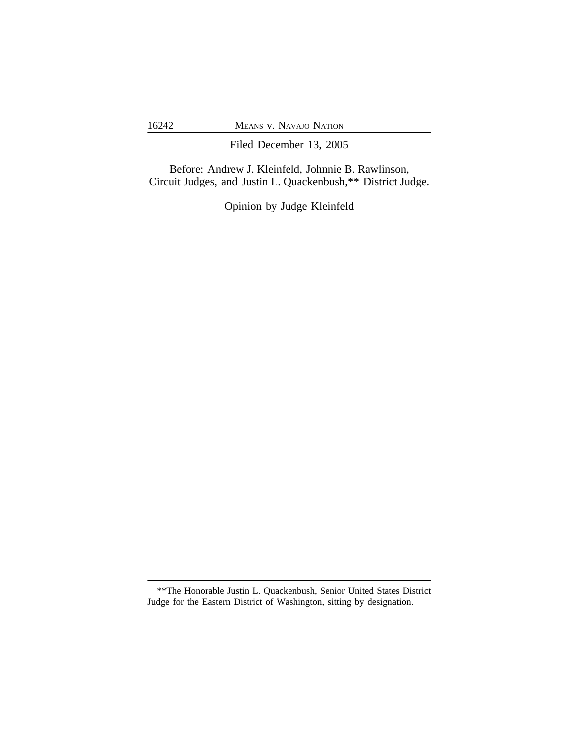Filed December 13, 2005

Before: Andrew J. Kleinfeld, Johnnie B. Rawlinson, Circuit Judges, and Justin L. Quackenbush,** District Judge.

Opinion by Judge Kleinfeld

---

**The Honorable Justin L. Quackenbush, Senior United States District Judge for the Eastern District of Washington, sitting by designation.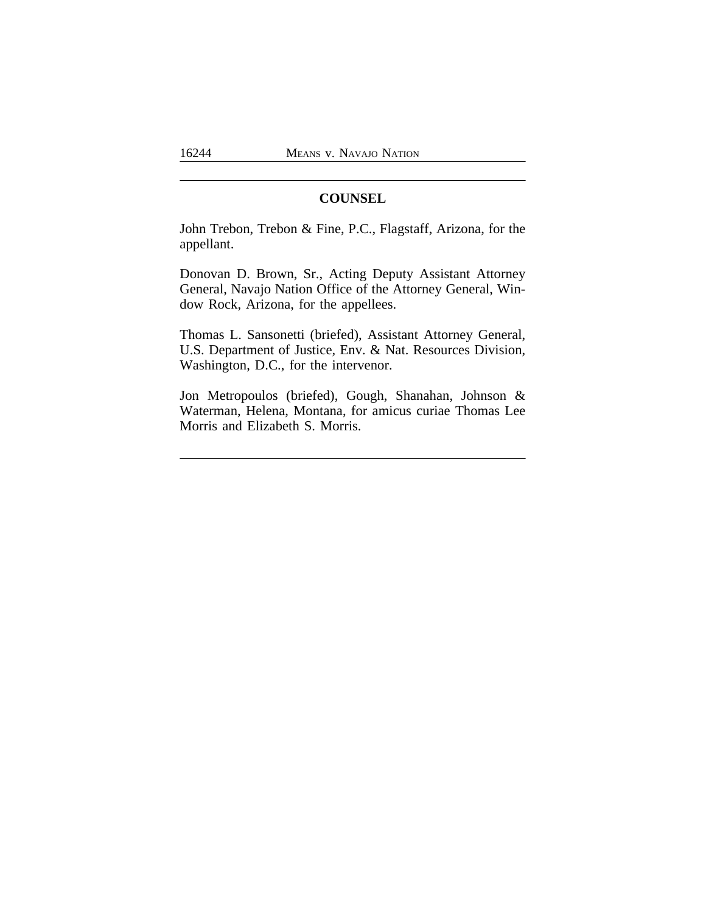## COUNSEL

John Trebon, Trebon & Fine, P.C., Flagstaff, Arizona, for the appellant.

Donovan D. Brown, Sr., Acting Deputy Assistant Attorney General, Navajo Nation Office of the Attorney General, Window Rock, Arizona, for the appellees.

Thomas L. Sansonetti (briefed), Assistant Attorney General, U.S. Department of Justice, Env. & Nat. Resources Division, Washington, D.C., for the intervenor.

Jon Metropoulos (briefed), Gough, Shanahan, Johnson & Waterman, Helena, Montana, for amicus curiae Thomas Lee Morris and Elizabeth S. Morris.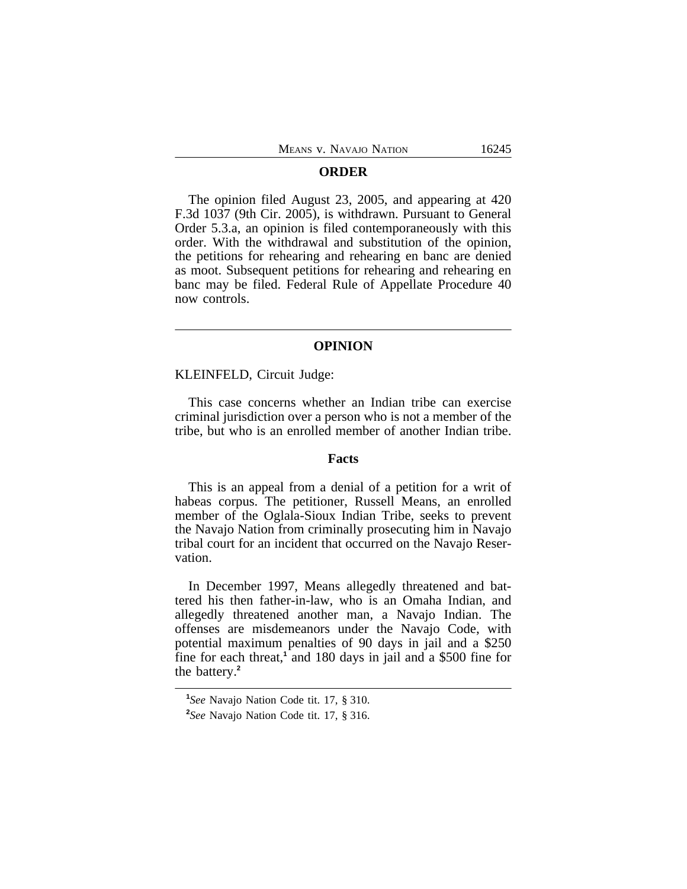## ORDER

The opinion filed August 23, 2005, and appearing at 420 F.3d 1037 (9th Cir. 2005), is withdrawn. Pursuant to General Order 5.3.a, an opinion is filed contemporaneously with this order. With the withdrawal and substitution of the opinion, the petitions for rehearing and rehearing en banc are denied as moot. Subsequent petitions for rehearing and rehearing en banc may be filed. Federal Rule of Appellate Procedure 40 now controls.

---

## OPINION

KLEINFELD, Circuit Judge:

This case concerns whether an Indian tribe can exercise criminal jurisdiction over a person who is not a member of the tribe, but who is an enrolled member of another Indian tribe.

### Facts

This is an appeal from a denial of a petition for a writ of habeas corpus. The petitioner, Russell Means, an enrolled member of the Oglala-Sioux Indian Tribe, seeks to prevent the Navajo Nation from criminally prosecuting him in Navajo tribal court for an incident that occurred on the Navajo Reservation.

In December 1997, Means allegedly threatened and battered his then father-in-law, who is an Omaha Indian, and allegedly threatened another man, a Navajo Indian. The offenses are misdemeanors under the Navajo Code, with potential maximum penalties of 90 days in jail and a $250 fine for each threat,[1] and 180 days in jail and a $500 fine for the battery.[2]

---

[1] *See* Navajo Nation Code tit. 17, § 310.

[2] *See* Navajo Nation Code tit. 17, § 316.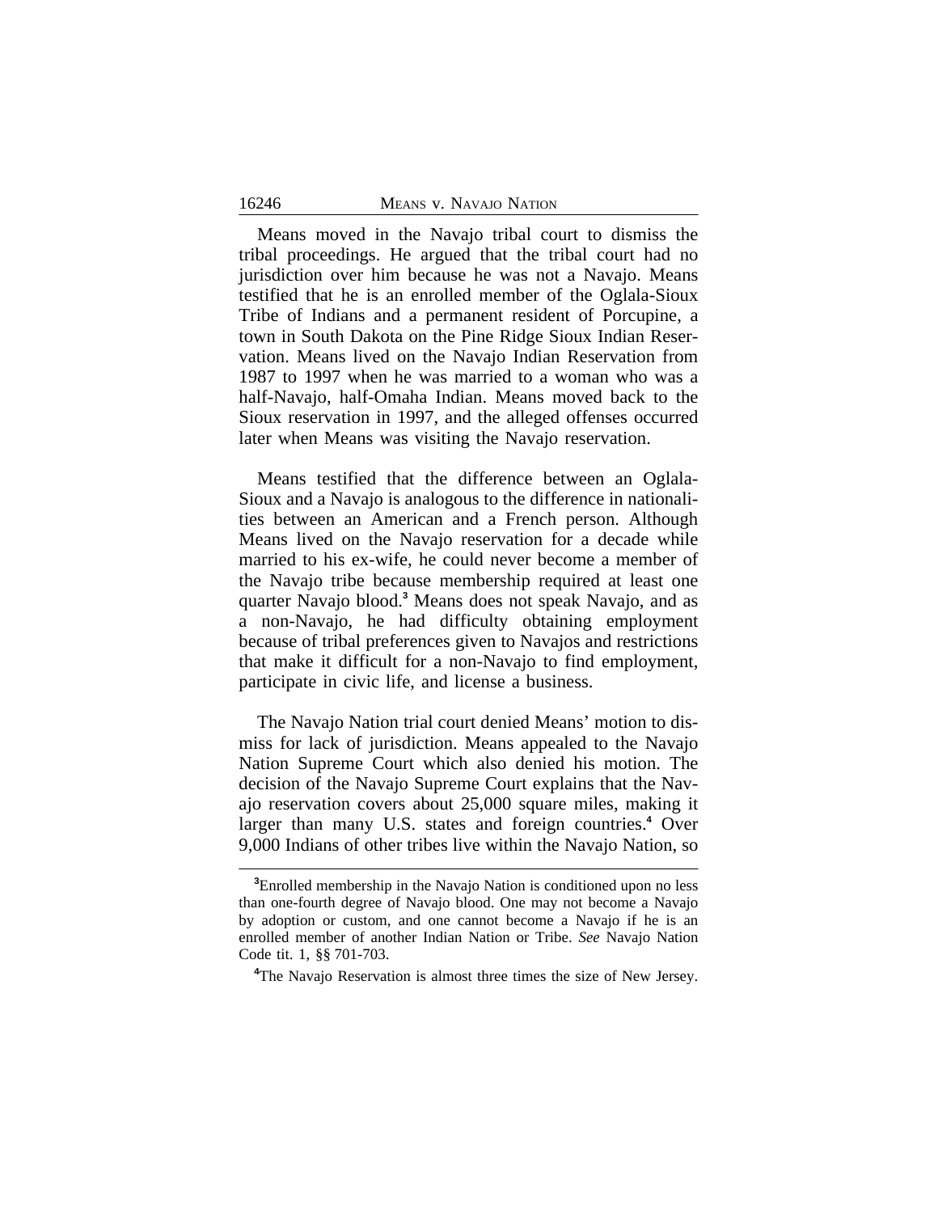Means moved in the Navajo tribal court to dismiss the tribal proceedings. He argued that the tribal court had no jurisdiction over him because he was not a Navajo. Means testified that he is an enrolled member of the Oglala-Sioux Tribe of Indians and a permanent resident of Porcupine, a town in South Dakota on the Pine Ridge Sioux Indian Reservation. Means lived on the Navajo Indian Reservation from 1987 to 1997 when he was married to a woman who was a half-Navajo, half-Omaha Indian. Means moved back to the Sioux reservation in 1997, and the alleged offenses occurred later when Means was visiting the Navajo reservation.

Means testified that the difference between an Oglala-Sioux and a Navajo is analogous to the difference in nationalities between an American and a French person. Although Means lived on the Navajo reservation for a decade while married to his ex-wife, he could never become a member of the Navajo tribe because membership required at least one quarter Navajo blood.[3] Means does not speak Navajo, and as a non-Navajo, he had difficulty obtaining employment because of tribal preferences given to Navajos and restrictions that make it difficult for a non-Navajo to find employment, participate in civic life, and license a business.

The Navajo Nation trial court denied Means' motion to dismiss for lack of jurisdiction. Means appealed to the Navajo Nation Supreme Court which also denied his motion. The decision of the Navajo Supreme Court explains that the Navajo reservation covers about 25,000 square miles, making it larger than many U.S. states and foreign countries.[4] Over 9,000 Indians of other tribes live within the Navajo Nation, so

---

[3]Enrolled membership in the Navajo Nation is conditioned upon no less than one-fourth degree of Navajo blood. One may not become a Navajo by adoption or custom, and one cannot become a Navajo if he is an enrolled member of another Indian Nation or Tribe. *See* Navajo Nation Code tit. 1, §§ 701-703.

[4]The Navajo Reservation is almost three times the size of New Jersey.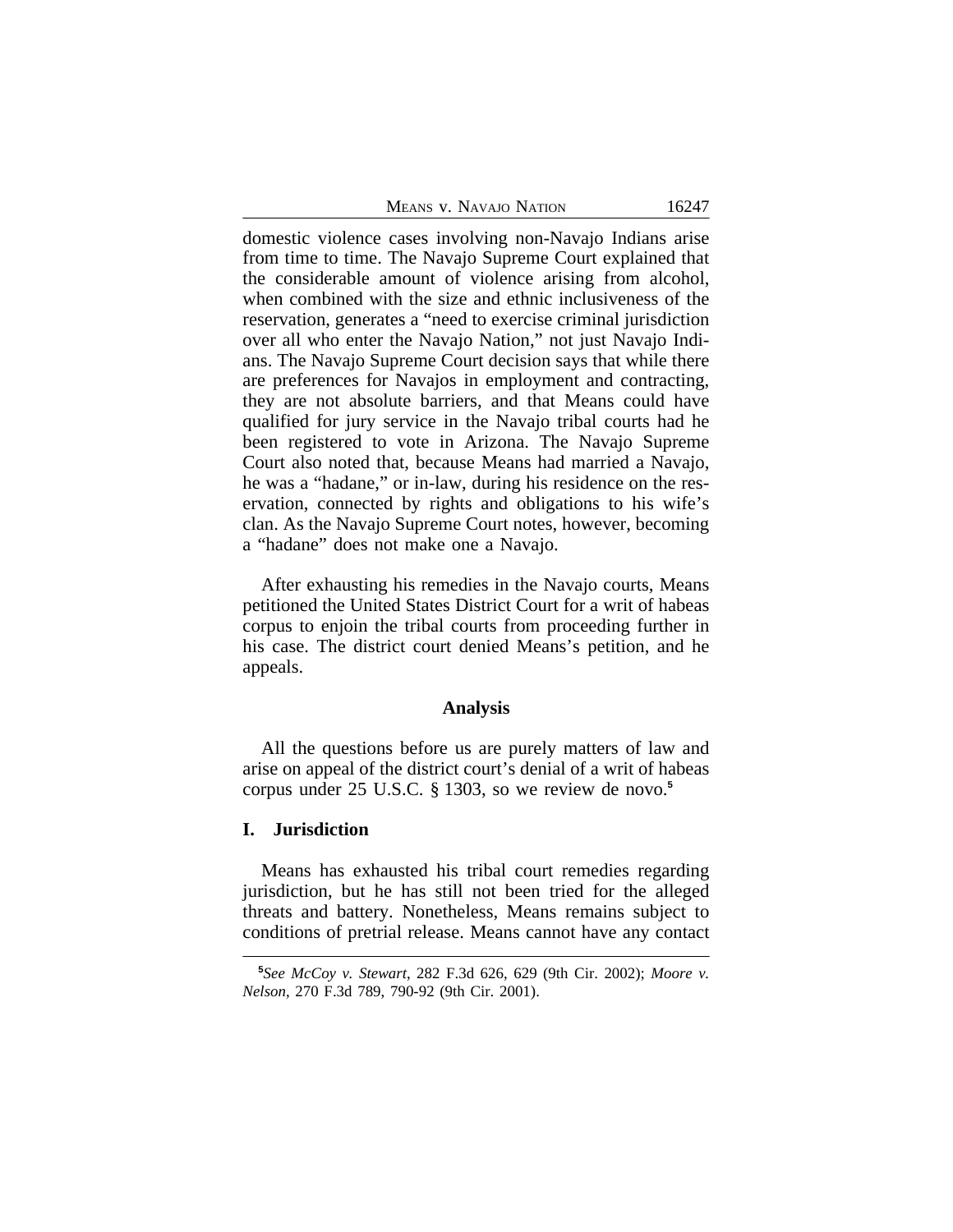domestic violence cases involving non-Navajo Indians arise from time to time. The Navajo Supreme Court explained that the considerable amount of violence arising from alcohol, when combined with the size and ethnic inclusiveness of the reservation, generates a "need to exercise criminal jurisdiction over all who enter the Navajo Nation," not just Navajo Indians. The Navajo Supreme Court decision says that while there are preferences for Navajos in employment and contracting, they are not absolute barriers, and that Means could have qualified for jury service in the Navajo tribal courts had he been registered to vote in Arizona. The Navajo Supreme Court also noted that, because Means had married a Navajo, he was a "hadane," or in-law, during his residence on the reservation, connected by rights and obligations to his wife's clan. As the Navajo Supreme Court notes, however, becoming a "hadane" does not make one a Navajo.

After exhausting his remedies in the Navajo courts, Means petitioned the United States District Court for a writ of habeas corpus to enjoin the tribal courts from proceeding further in his case. The district court denied Means's petition, and he appeals.

## Analysis

All the questions before us are purely matters of law and arise on appeal of the district court's denial of a writ of habeas corpus under 25 U.S.C. § 1303, so we review de novo.[5]

### I. Jurisdiction

Means has exhausted his tribal court remedies regarding jurisdiction, but he has still not been tried for the alleged threats and battery. Nonetheless, Means remains subject to conditions of pretrial release. Means cannot have any contact

[5] *See McCoy v. Stewart*, 282 F.3d 626, 629 (9th Cir. 2002); *Moore v. Nelson*, 270 F.3d 789, 790-92 (9th Cir. 2001).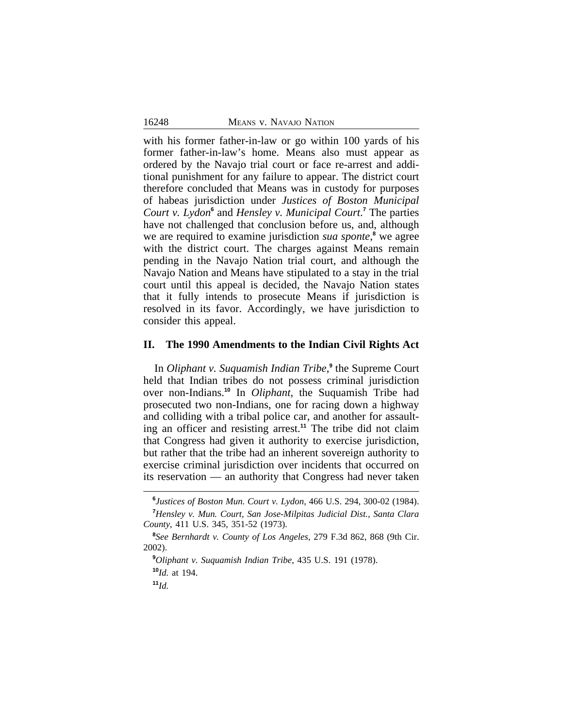with his former father-in-law or go within 100 yards of his former father-in-law's home. Means also must appear as ordered by the Navajo trial court or face re-arrest and additional punishment for any failure to appear. The district court therefore concluded that Means was in custody for purposes of habeas jurisdiction under *Justices of Boston Municipal Court v. Lydon*[6] and *Hensley v. Municipal Court*.[7] The parties have not challenged that conclusion before us, and, although we are required to examine jurisdiction *sua sponte*,[8] we agree with the district court. The charges against Means remain pending in the Navajo Nation trial court, and although the Navajo Nation and Means have stipulated to a stay in the trial court until this appeal is decided, the Navajo Nation states that it fully intends to prosecute Means if jurisdiction is resolved in its favor. Accordingly, we have jurisdiction to consider this appeal.

## II. The 1990 Amendments to the Indian Civil Rights Act

In *Oliphant v. Suquamish Indian Tribe*,[9] the Supreme Court held that Indian tribes do not possess criminal jurisdiction over non-Indians.[10] In *Oliphant*, the Suquamish Tribe had prosecuted two non-Indians, one for racing down a highway and colliding with a tribal police car, and another for assaulting an officer and resisting arrest.[11] The tribe did not claim that Congress had given it authority to exercise jurisdiction, but rather that the tribe had an inherent sovereign authority to exercise criminal jurisdiction over incidents that occurred on its reservation — an authority that Congress had never taken

---

[6] *Justices of Boston Mun. Court v. Lydon*, 466 U.S. 294, 300-02 (1984).

[7] *Hensley v. Mun. Court, San Jose-Milpitas Judicial Dist., Santa Clara County*, 411 U.S. 345, 351-52 (1973).

[8] *See Bernhardt v. County of Los Angeles*, 279 F.3d 862, 868 (9th Cir. 2002).

[9] *Oliphant v. Suquamish Indian Tribe*, 435 U.S. 191 (1978).

[10] *Id.* at 194.

[11] *Id.*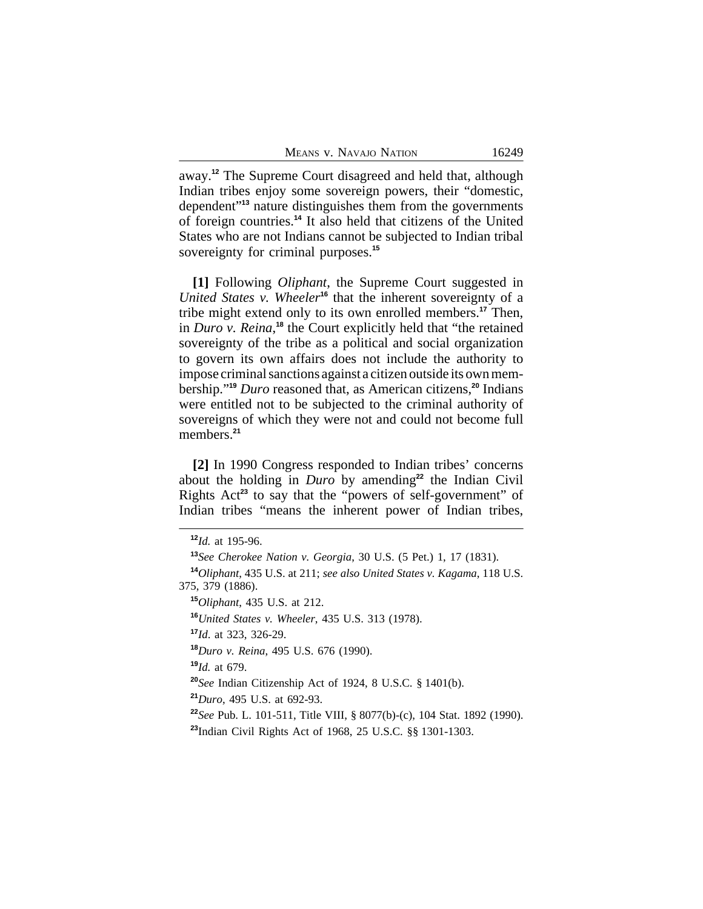away.[12] The Supreme Court disagreed and held that, although Indian tribes enjoy some sovereign powers, their "domestic, dependent"[13] nature distinguishes them from the governments of foreign countries.[14] It also held that citizens of the United States who are not Indians cannot be subjected to Indian tribal sovereignty for criminal purposes.[15]

**[1]** Following *Oliphant*, the Supreme Court suggested in *United States v. Wheeler*[16] that the inherent sovereignty of a tribe might extend only to its own enrolled members.[17] Then, in *Duro v. Reina*,[18] the Court explicitly held that "the retained sovereignty of the tribe as a political and social organization to govern its own affairs does not include the authority to impose criminal sanctions against a citizen outside its own membership."[19] *Duro* reasoned that, as American citizens,[20] Indians were entitled not to be subjected to the criminal authority of sovereigns of which they were not and could not become full members.[21]

**[2]** In 1990 Congress responded to Indian tribes' concerns about the holding in *Duro* by amending[22] the Indian Civil Rights Act[23] to say that the "powers of self-government" of Indian tribes "means the inherent power of Indian tribes,

---

[12] *Id.* at 195-96.

[13] *See Cherokee Nation v. Georgia*, 30 U.S. (5 Pet.) 1, 17 (1831).

[14] *Oliphant*, 435 U.S. at 211; *see also United States v. Kagama*, 118 U.S. 375, 379 (1886).

[15] *Oliphant*, 435 U.S. at 212.

[16] *United States v. Wheeler*, 435 U.S. 313 (1978).

[17] *Id*. at 323, 326-29.

[18] *Duro v. Reina*, 495 U.S. 676 (1990).

[19] *Id.* at 679.

[20] *See* Indian Citizenship Act of 1924, 8 U.S.C. § 1401(b).

[21] *Duro*, 495 U.S. at 692-93.

[22] *See* Pub. L. 101-511, Title VIII, § 8077(b)-(c), 104 Stat. 1892 (1990).

[23] Indian Civil Rights Act of 1968, 25 U.S.C. §§ 1301-1303.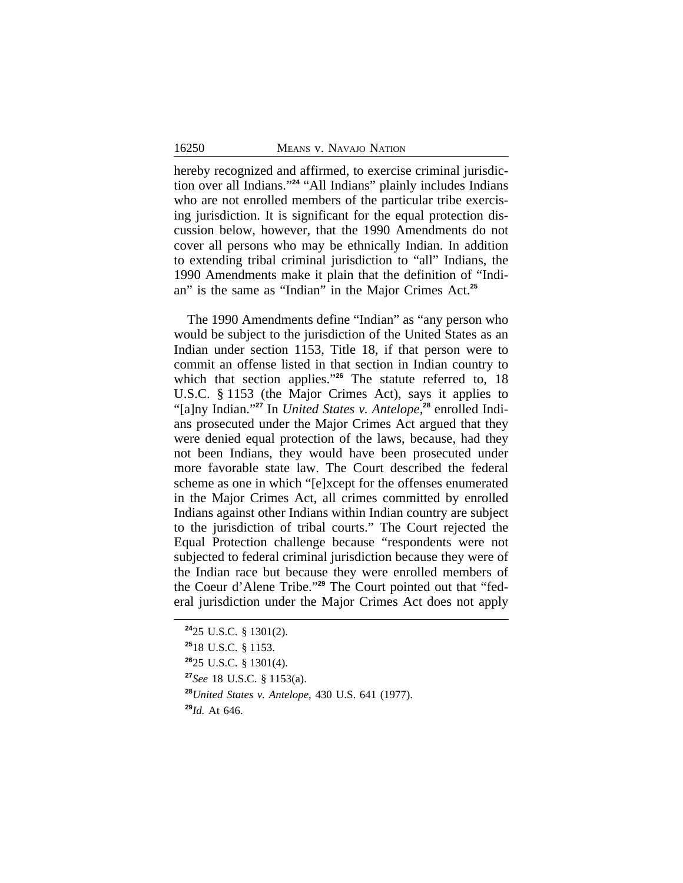hereby recognized and affirmed, to exercise criminal jurisdiction over all Indians."[24] "All Indians" plainly includes Indians who are not enrolled members of the particular tribe exercising jurisdiction. It is significant for the equal protection discussion below, however, that the 1990 Amendments do not cover all persons who may be ethnically Indian. In addition to extending tribal criminal jurisdiction to "all" Indians, the 1990 Amendments make it plain that the definition of "Indian" is the same as "Indian" in the Major Crimes Act.[25]

The 1990 Amendments define "Indian" as "any person who would be subject to the jurisdiction of the United States as an Indian under section 1153, Title 18, if that person were to commit an offense listed in that section in Indian country to which that section applies."[26] The statute referred to, 18 U.S.C. § 1153 (the Major Crimes Act), says it applies to "[a]ny Indian."[27] In *United States v. Antelope*,[28] enrolled Indians prosecuted under the Major Crimes Act argued that they were denied equal protection of the laws, because, had they not been Indians, they would have been prosecuted under more favorable state law. The Court described the federal scheme as one in which "[e]xcept for the offenses enumerated in the Major Crimes Act, all crimes committed by enrolled Indians against other Indians within Indian country are subject to the jurisdiction of tribal courts." The Court rejected the Equal Protection challenge because "respondents were not subjected to federal criminal jurisdiction because they were of the Indian race but because they were enrolled members of the Coeur d'Alene Tribe."[29] The Court pointed out that "federal jurisdiction under the Major Crimes Act does not apply

[24] 25 U.S.C. § 1301(2).

[25] 18 U.S.C. § 1153.

[26] 25 U.S.C. § 1301(4).

[27] *See* 18 U.S.C. § 1153(a).

[28] *United States v. Antelope*, 430 U.S. 641 (1977).

[29] *Id.* At 646.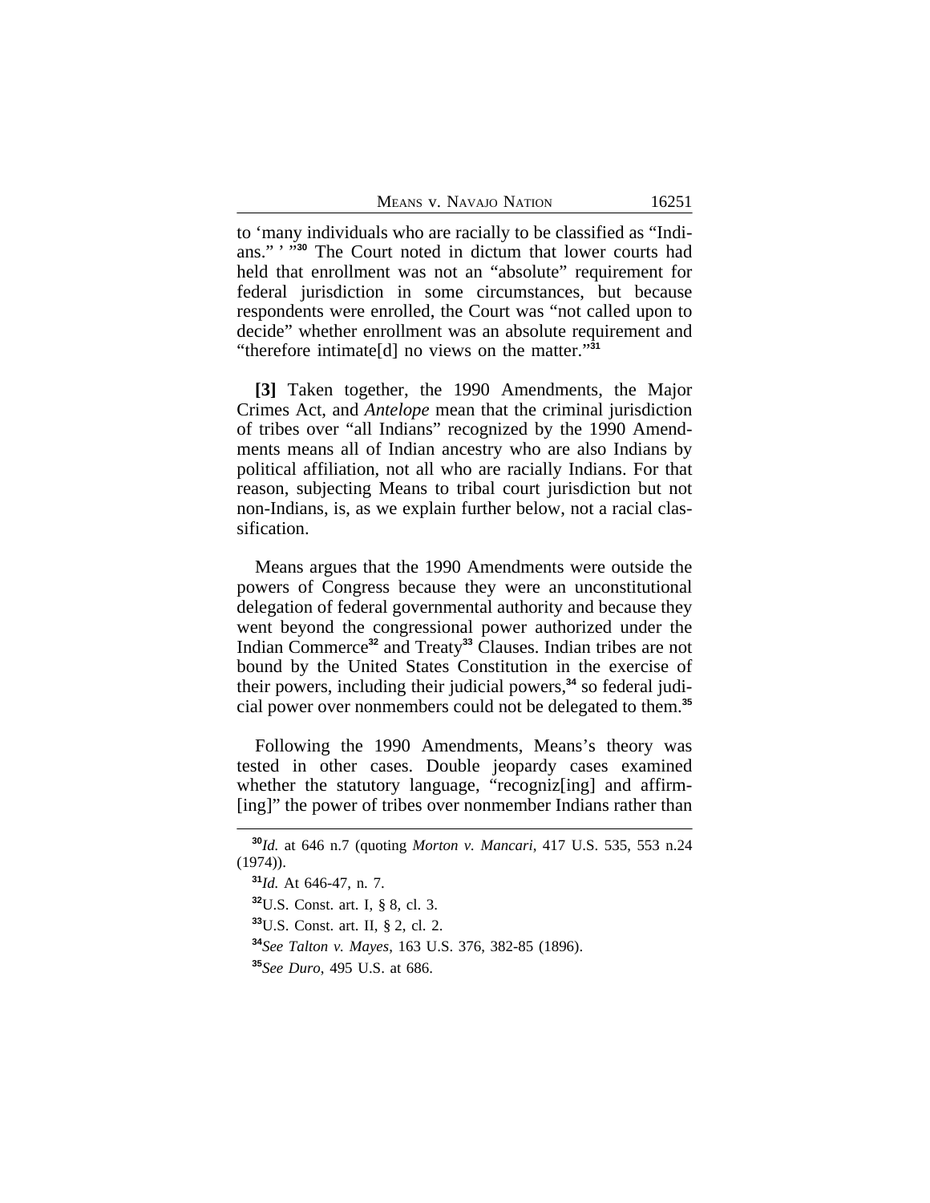to 'many individuals who are racially to be classified as "Indians." ' "[30] The Court noted in dictum that lower courts had held that enrollment was not an "absolute" requirement for federal jurisdiction in some circumstances, but because respondents were enrolled, the Court was "not called upon to decide" whether enrollment was an absolute requirement and "therefore intimate[d] no views on the matter."[31]

**[3]** Taken together, the 1990 Amendments, the Major Crimes Act, and *Antelope* mean that the criminal jurisdiction of tribes over "all Indians" recognized by the 1990 Amendments means all of Indian ancestry who are also Indians by political affiliation, not all who are racially Indians. For that reason, subjecting Means to tribal court jurisdiction but not non-Indians, is, as we explain further below, not a racial classification.

Means argues that the 1990 Amendments were outside the powers of Congress because they were an unconstitutional delegation of federal governmental authority and because they went beyond the congressional power authorized under the Indian Commerce[32] and Treaty[33] Clauses. Indian tribes are not bound by the United States Constitution in the exercise of their powers, including their judicial powers,[34] so federal judicial power over nonmembers could not be delegated to them.[35]

Following the 1990 Amendments, Means's theory was tested in other cases. Double jeopardy cases examined whether the statutory language, "recogniz[ing] and affirm-[ing]" the power of tribes over nonmember Indians rather than

---

[30] *Id.* at 646 n.7 (quoting *Morton v. Mancari*, 417 U.S. 535, 553 n.24 (1974)).

[31] *Id.* At 646-47, n. 7.

[32] U.S. Const. art. I, § 8, cl. 3.

[33] U.S. Const. art. II, § 2, cl. 2.

[34] *See Talton v. Mayes*, 163 U.S. 376, 382-85 (1896).

[35] *See Duro*, 495 U.S. at 686.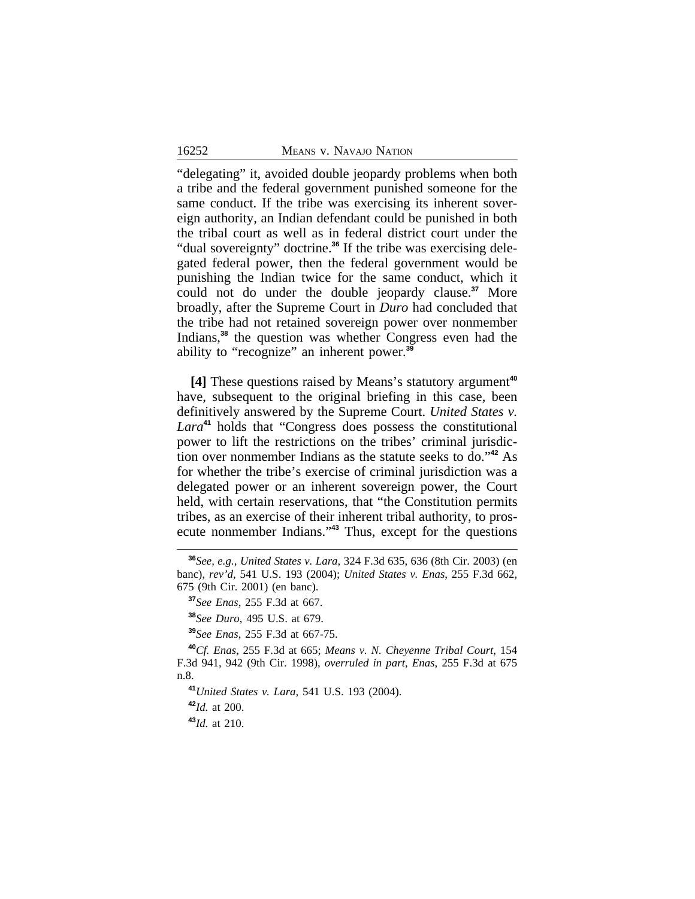"delegating" it, avoided double jeopardy problems when both a tribe and the federal government punished someone for the same conduct. If the tribe was exercising its inherent sovereign authority, an Indian defendant could be punished in both the tribal court as well as in federal district court under the "dual sovereignty" doctrine.[36] If the tribe was exercising delegated federal power, then the federal government would be punishing the Indian twice for the same conduct, which it could not do under the double jeopardy clause.[37] More broadly, after the Supreme Court in *Duro* had concluded that the tribe had not retained sovereign power over nonmember Indians,[38] the question was whether Congress even had the ability to "recognize" an inherent power.[39]

**[4]** These questions raised by Means's statutory argument[40] have, subsequent to the original briefing in this case, been definitively answered by the Supreme Court. *United States v. Lara*[41] holds that "Congress does possess the constitutional power to lift the restrictions on the tribes' criminal jurisdiction over nonmember Indians as the statute seeks to do."[42] As for whether the tribe's exercise of criminal jurisdiction was a delegated power or an inherent sovereign power, the Court held, with certain reservations, that "the Constitution permits tribes, as an exercise of their inherent tribal authority, to prosecute nonmember Indians."[43] Thus, except for the questions

---

[36] *See, e.g.*, *United States v. Lara*, 324 F.3d 635, 636 (8th Cir. 2003) (en banc), *rev'd*, 541 U.S. 193 (2004); *United States v. Enas*, 255 F.3d 662, 675 (9th Cir. 2001) (en banc).

[37] *See Enas*, 255 F.3d at 667.

[38] *See Duro*, 495 U.S. at 679.

[39] *See Enas*, 255 F.3d at 667-75.

[40] *Cf. Enas*, 255 F.3d at 665; *Means v. N. Cheyenne Tribal Court*, 154 F.3d 941, 942 (9th Cir. 1998), *overruled in part*, *Enas*, 255 F.3d at 675 n.8.

[41] *United States v. Lara*, 541 U.S. 193 (2004).

[42] *Id.* at 200.

[43] *Id.* at 210.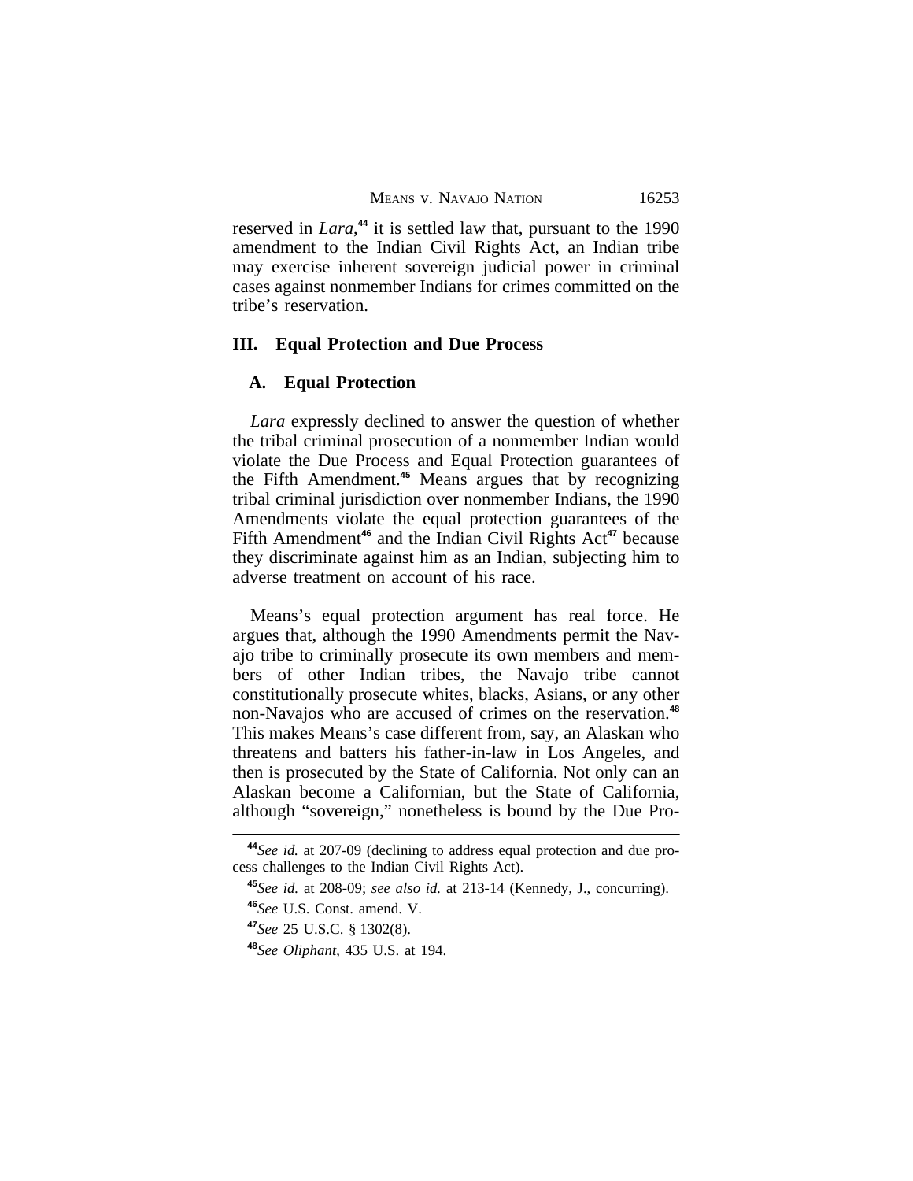reserved in *Lara*,[44] it is settled law that, pursuant to the 1990 amendment to the Indian Civil Rights Act, an Indian tribe may exercise inherent sovereign judicial power in criminal cases against nonmember Indians for crimes committed on the tribe's reservation.

## III. Equal Protection and Due Process

### A. Equal Protection

*Lara* expressly declined to answer the question of whether the tribal criminal prosecution of a nonmember Indian would violate the Due Process and Equal Protection guarantees of the Fifth Amendment.[45] Means argues that by recognizing tribal criminal jurisdiction over nonmember Indians, the 1990 Amendments violate the equal protection guarantees of the Fifth Amendment[46] and the Indian Civil Rights Act[47] because they discriminate against him as an Indian, subjecting him to adverse treatment on account of his race.

Means's equal protection argument has real force. He argues that, although the 1990 Amendments permit the Navajo tribe to criminally prosecute its own members and members of other Indian tribes, the Navajo tribe cannot constitutionally prosecute whites, blacks, Asians, or any other non-Navajos who are accused of crimes on the reservation.[48] This makes Means's case different from, say, an Alaskan who threatens and batters his father-in-law in Los Angeles, and then is prosecuted by the State of California. Not only can an Alaskan become a Californian, but the State of California, although "sovereign," nonetheless is bound by the Due Pro-

---

[44] *See id.* at 207-09 (declining to address equal protection and due process challenges to the Indian Civil Rights Act).

[45] *See id.* at 208-09; *see also id.* at 213-14 (Kennedy, J., concurring).

[46] *See* U.S. Const. amend. V.

[47] *See* 25 U.S.C. § 1302(8).

[48] *See Oliphant*, 435 U.S. at 194.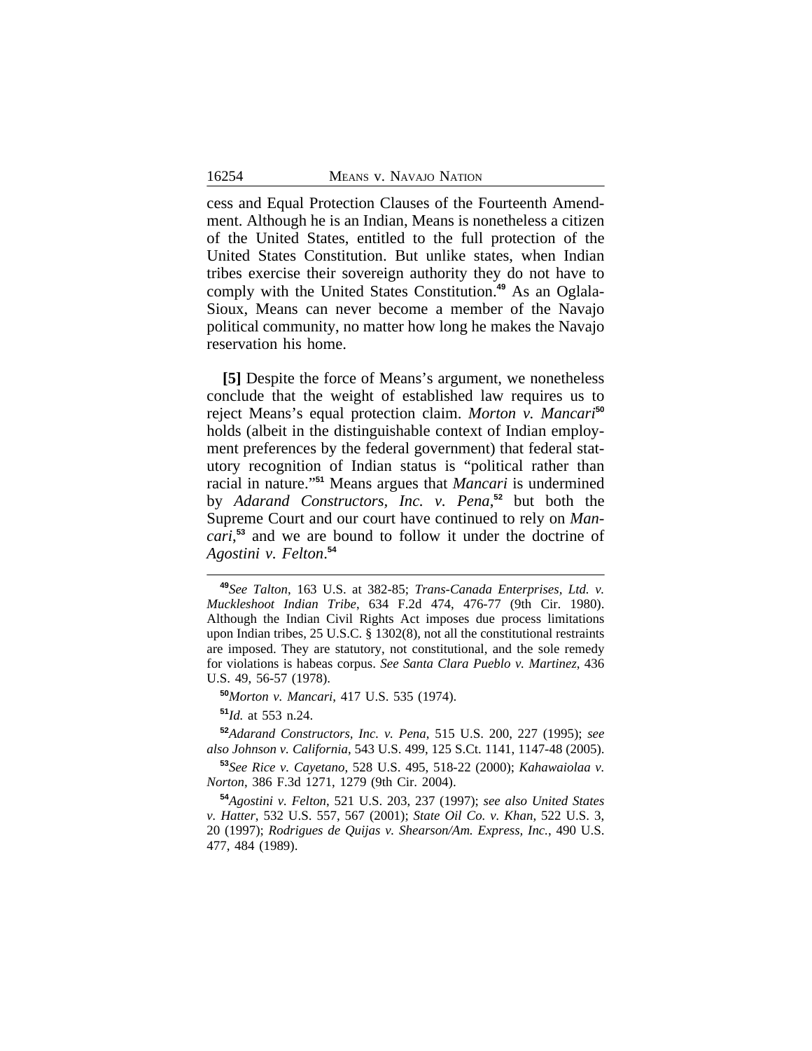cess and Equal Protection Clauses of the Fourteenth Amendment. Although he is an Indian, Means is nonetheless a citizen of the United States, entitled to the full protection of the United States Constitution. But unlike states, when Indian tribes exercise their sovereign authority they do not have to comply with the United States Constitution.[49] As an Oglala-Sioux, Means can never become a member of the Navajo political community, no matter how long he makes the Navajo reservation his home.

**[5]** Despite the force of Means's argument, we nonetheless conclude that the weight of established law requires us to reject Means's equal protection claim. *Morton v. Mancari*[50] holds (albeit in the distinguishable context of Indian employment preferences by the federal government) that federal statutory recognition of Indian status is "political rather than racial in nature."[51] Means argues that *Mancari* is undermined by *Adarand Constructors, Inc. v. Pena*,[52] but both the Supreme Court and our court have continued to rely on *Mancari*,[53] and we are bound to follow it under the doctrine of *Agostini v. Felton*.[54]

---

[49]*See Talton*, 163 U.S. at 382-85; *Trans-Canada Enterprises, Ltd. v. Muckleshoot Indian Tribe*, 634 F.2d 474, 476-77 (9th Cir. 1980). Although the Indian Civil Rights Act imposes due process limitations upon Indian tribes, 25 U.S.C. § 1302(8), not all the constitutional restraints are imposed. They are statutory, not constitutional, and the sole remedy for violations is habeas corpus. *See Santa Clara Pueblo v. Martinez*, 436 U.S. 49, 56-57 (1978).

[50]*Morton v. Mancari*, 417 U.S. 535 (1974).

[51]*Id.* at 553 n.24.

[52]*Adarand Constructors, Inc. v. Pena*, 515 U.S. 200, 227 (1995); *see also Johnson v. California*, 543 U.S. 499, 125 S.Ct. 1141, 1147-48 (2005).

[53]*See Rice v. Cayetano*, 528 U.S. 495, 518-22 (2000); *Kahawaiolaa v. Norton*, 386 F.3d 1271, 1279 (9th Cir. 2004).

[54]*Agostini v. Felton*, 521 U.S. 203, 237 (1997); *see also United States v. Hatter*, 532 U.S. 557, 567 (2001); *State Oil Co. v. Khan*, 522 U.S. 3, 20 (1997); *Rodrigues de Quijas v. Shearson/Am. Express, Inc.*, 490 U.S. 477, 484 (1989).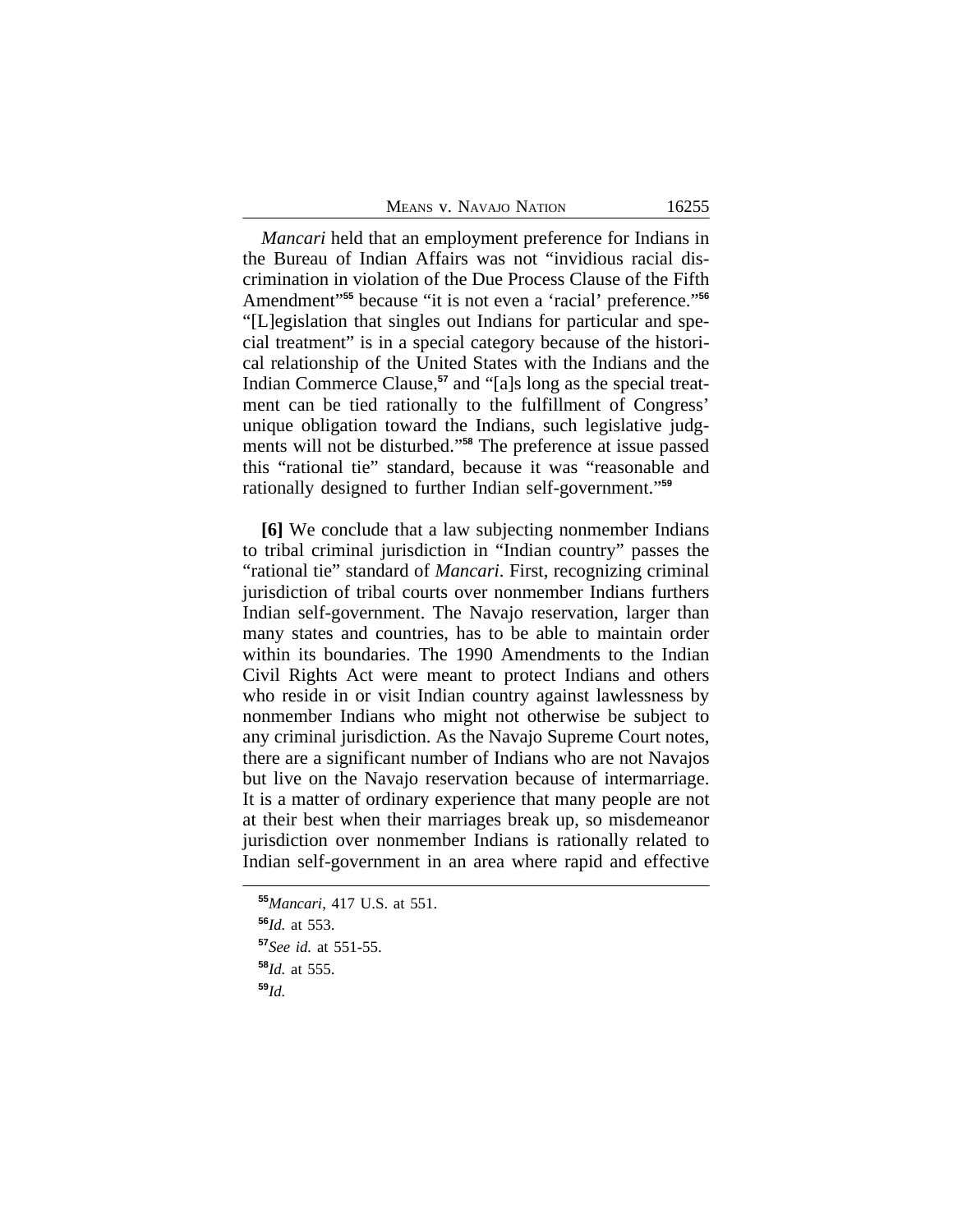*Mancari* held that an employment preference for Indians in the Bureau of Indian Affairs was not "invidious racial discrimination in violation of the Due Process Clause of the Fifth Amendment"[55] because "it is not even a 'racial' preference."[56] "[L]egislation that singles out Indians for particular and special treatment" is in a special category because of the historical relationship of the United States with the Indians and the Indian Commerce Clause,[57] and "[a]s long as the special treatment can be tied rationally to the fulfillment of Congress' unique obligation toward the Indians, such legislative judgments will not be disturbed."[58] The preference at issue passed this "rational tie" standard, because it was "reasonable and rationally designed to further Indian self-government."[59]

**[6]** We conclude that a law subjecting nonmember Indians to tribal criminal jurisdiction in "Indian country" passes the "rational tie" standard of *Mancari*. First, recognizing criminal jurisdiction of tribal courts over nonmember Indians furthers Indian self-government. The Navajo reservation, larger than many states and countries, has to be able to maintain order within its boundaries. The 1990 Amendments to the Indian Civil Rights Act were meant to protect Indians and others who reside in or visit Indian country against lawlessness by nonmember Indians who might not otherwise be subject to any criminal jurisdiction. As the Navajo Supreme Court notes, there are a significant number of Indians who are not Navajos but live on the Navajo reservation because of intermarriage. It is a matter of ordinary experience that many people are not at their best when their marriages break up, so misdemeanor jurisdiction over nonmember Indians is rationally related to Indian self-government in an area where rapid and effective

[55] *Mancari*, 417 U.S. at 551.

[56] *Id.* at 553.

[57] *See id.* at 551-55.

[58] *Id.* at 555.

[59] *Id.*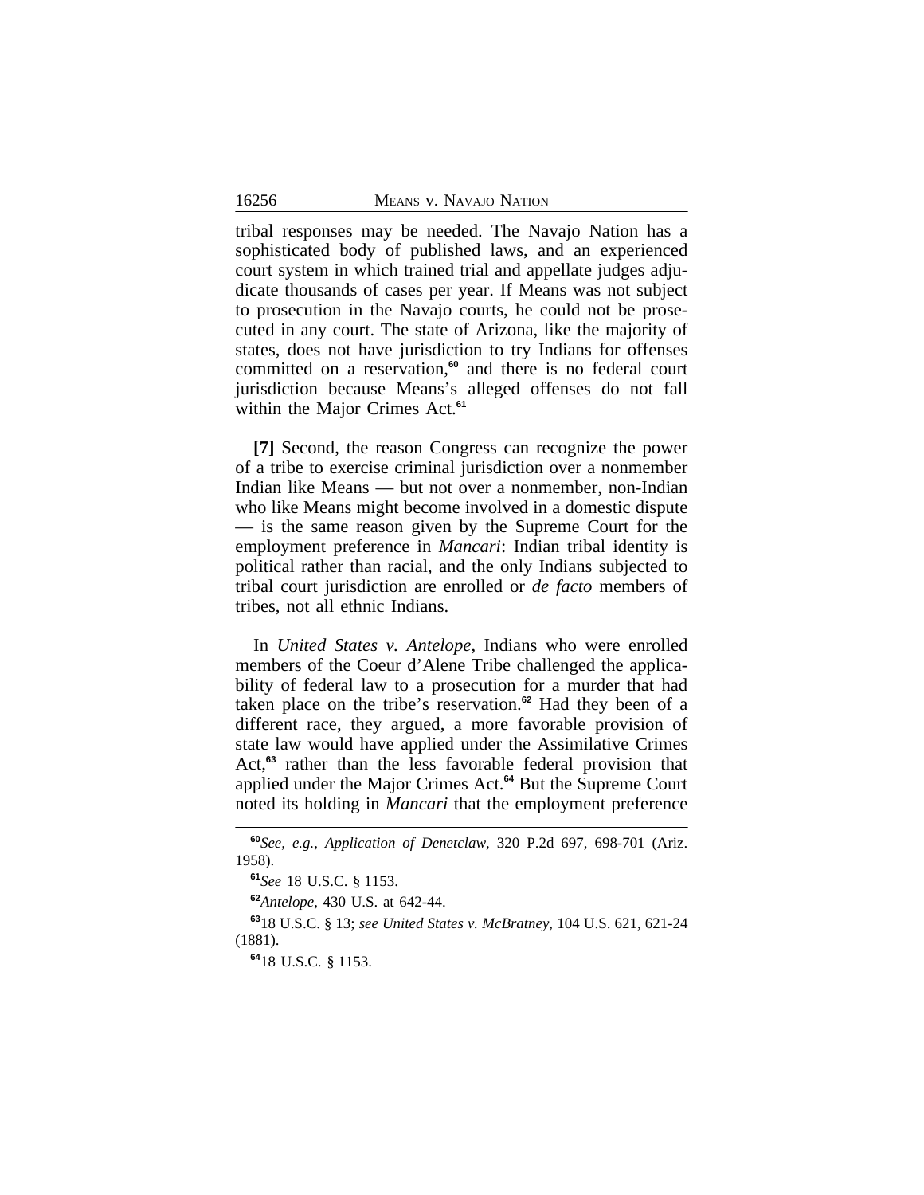tribal responses may be needed. The Navajo Nation has a sophisticated body of published laws, and an experienced court system in which trained trial and appellate judges adjudicate thousands of cases per year. If Means was not subject to prosecution in the Navajo courts, he could not be prosecuted in any court. The state of Arizona, like the majority of states, does not have jurisdiction to try Indians for offenses committed on a reservation,[60] and there is no federal court jurisdiction because Means's alleged offenses do not fall within the Major Crimes Act.[61]

**[7]** Second, the reason Congress can recognize the power of a tribe to exercise criminal jurisdiction over a nonmember Indian like Means — but not over a nonmember, non-Indian who like Means might become involved in a domestic dispute — is the same reason given by the Supreme Court for the employment preference in *Mancari*: Indian tribal identity is political rather than racial, and the only Indians subjected to tribal court jurisdiction are enrolled or *de facto* members of tribes, not all ethnic Indians.

In *United States v. Antelope*, Indians who were enrolled members of the Coeur d'Alene Tribe challenged the applicability of federal law to a prosecution for a murder that had taken place on the tribe's reservation.[62] Had they been of a different race, they argued, a more favorable provision of state law would have applied under the Assimilative Crimes Act,[63] rather than the less favorable federal provision that applied under the Major Crimes Act.[64] But the Supreme Court noted its holding in *Mancari* that the employment preference

---

[60] *See, e.g.*, *Application of Denetclaw*, 320 P.2d 697, 698-701 (Ariz. 1958).

[61] *See* 18 U.S.C. § 1153.

[62] *Antelope*, 430 U.S. at 642-44.

[63] 18 U.S.C. § 13; *see United States v. McBratney*, 104 U.S. 621, 621-24 (1881).

[64] 18 U.S.C. § 1153.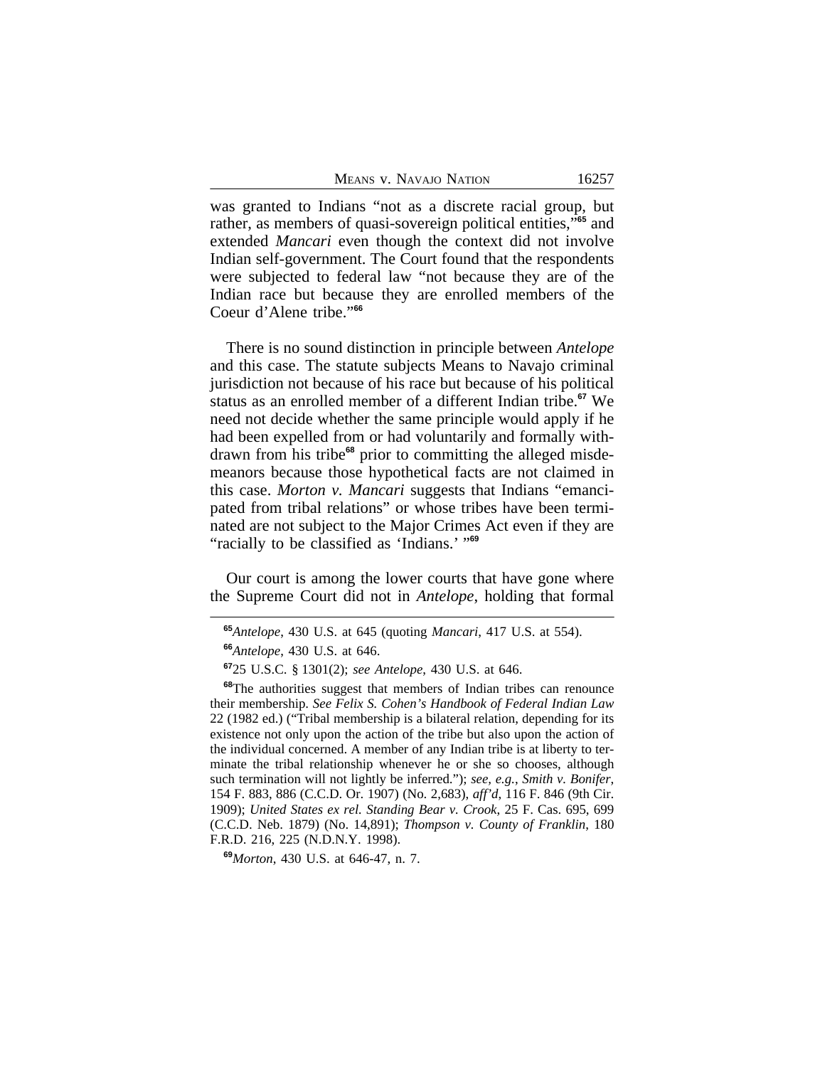was granted to Indians "not as a discrete racial group, but rather, as members of quasi-sovereign political entities,"[65] and extended *Mancari* even though the context did not involve Indian self-government. The Court found that the respondents were subjected to federal law "not because they are of the Indian race but because they are enrolled members of the Coeur d'Alene tribe."[66]

There is no sound distinction in principle between *Antelope* and this case. The statute subjects Means to Navajo criminal jurisdiction not because of his race but because of his political status as an enrolled member of a different Indian tribe.[67] We need not decide whether the same principle would apply if he had been expelled from or had voluntarily and formally withdrawn from his tribe[68] prior to committing the alleged misdemeanors because those hypothetical facts are not claimed in this case. *Morton v. Mancari* suggests that Indians "emancipated from tribal relations" or whose tribes have been terminated are not subject to the Major Crimes Act even if they are "racially to be classified as 'Indians.' "[69]

Our court is among the lower courts that have gone where the Supreme Court did not in *Antelope*, holding that formal

---

[65] *Antelope*, 430 U.S. at 645 (quoting *Mancari*, 417 U.S. at 554).

[66] *Antelope*, 430 U.S. at 646.

[67] 25 U.S.C. § 1301(2); *see Antelope*, 430 U.S. at 646.

[68] The authorities suggest that members of Indian tribes can renounce their membership. *See Felix S. Cohen's Handbook of Federal Indian Law* 22 (1982 ed.) ("Tribal membership is a bilateral relation, depending for its existence not only upon the action of the tribe but also upon the action of the individual concerned. A member of any Indian tribe is at liberty to terminate the tribal relationship whenever he or she so chooses, although such termination will not lightly be inferred."); *see, e.g.*, *Smith v. Bonifer*, 154 F. 883, 886 (C.C.D. Or. 1907) (No. 2,683), *aff'd*, 116 F. 846 (9th Cir. 1909); *United States ex rel. Standing Bear v. Crook*, 25 F. Cas. 695, 699 (C.C.D. Neb. 1879) (No. 14,891); *Thompson v. County of Franklin*, 180 F.R.D. 216, 225 (N.D.N.Y. 1998).

[69] *Morton*, 430 U.S. at 646-47, n. 7.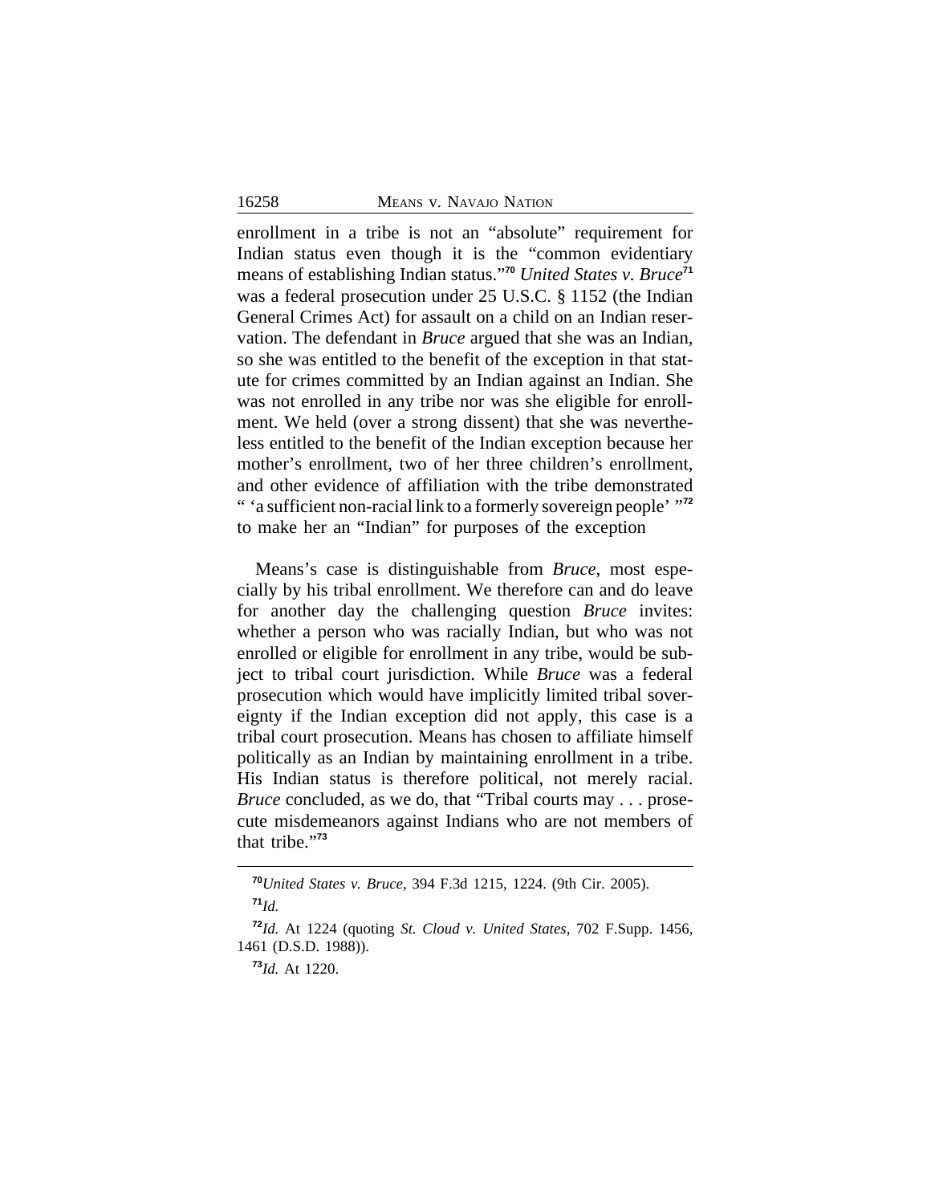enrollment in a tribe is not an "absolute" requirement for Indian status even though it is the "common evidentiary means of establishing Indian status."[70] *United States v. Bruce*[71] was a federal prosecution under 25 U.S.C. § 1152 (the Indian General Crimes Act) for assault on a child on an Indian reservation. The defendant in *Bruce* argued that she was an Indian, so she was entitled to the benefit of the exception in that statute for crimes committed by an Indian against an Indian. She was not enrolled in any tribe nor was she eligible for enrollment. We held (over a strong dissent) that she was nevertheless entitled to the benefit of the Indian exception because her mother's enrollment, two of her three children's enrollment, and other evidence of affiliation with the tribe demonstrated " 'a sufficient non-racial link to a formerly sovereign people' "[72] to make her an "Indian" for purposes of the exception

Means's case is distinguishable from *Bruce*, most especially by his tribal enrollment. We therefore can and do leave for another day the challenging question *Bruce* invites: whether a person who was racially Indian, but who was not enrolled or eligible for enrollment in any tribe, would be subject to tribal court jurisdiction. While *Bruce* was a federal prosecution which would have implicitly limited tribal sovereignty if the Indian exception did not apply, this case is a tribal court prosecution. Means has chosen to affiliate himself politically as an Indian by maintaining enrollment in a tribe. His Indian status is therefore political, not merely racial. *Bruce* concluded, as we do, that "Tribal courts may . . . prosecute misdemeanors against Indians who are not members of that tribe."[73]

---

[70] *United States v. Bruce*, 394 F.3d 1215, 1224. (9th Cir. 2005).

[71] *Id.*

[72] *Id.* At 1224 (quoting *St. Cloud v. United States*, 702 F.Supp. 1456, 1461 (D.S.D. 1988)).

[73] *Id.* At 1220.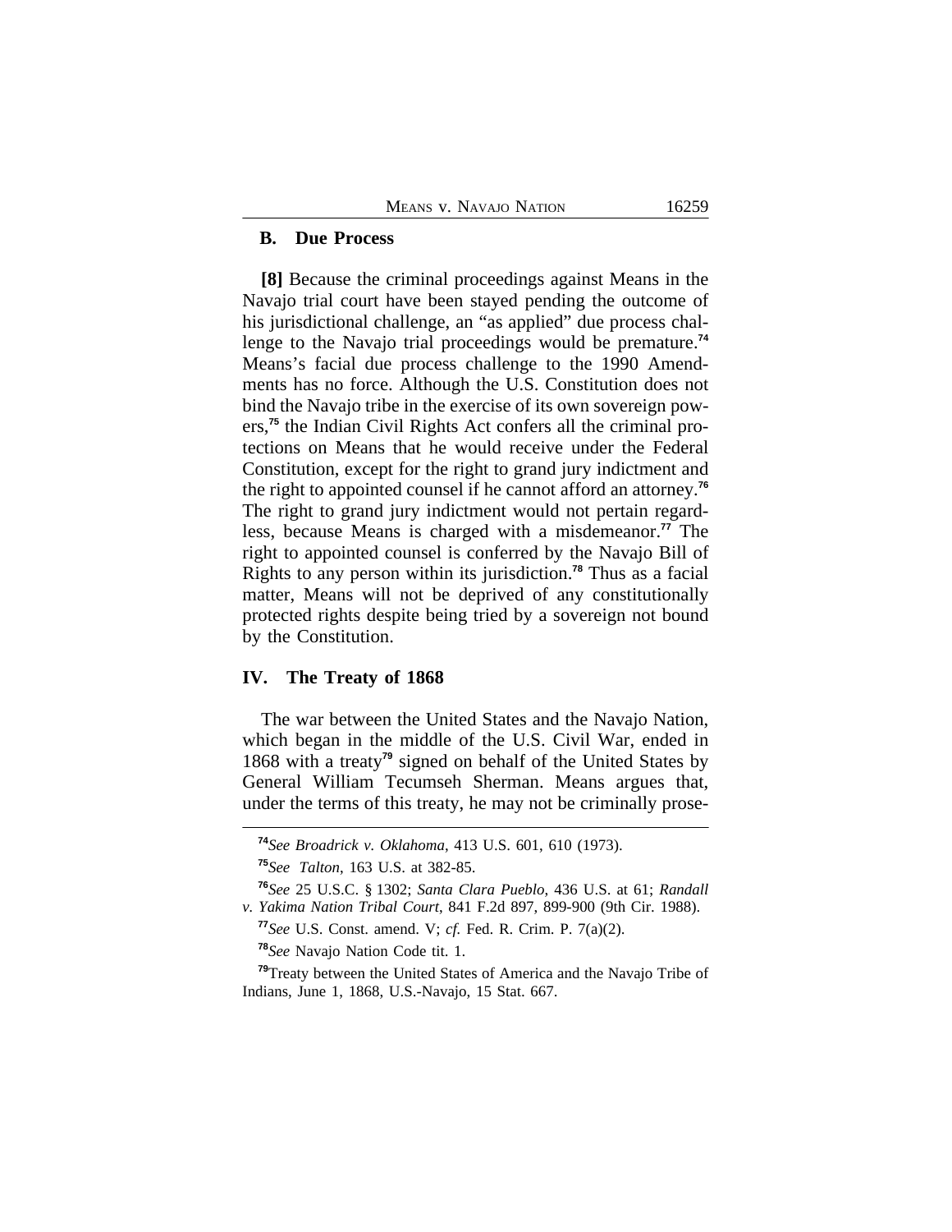### B. Due Process

**[8]** Because the criminal proceedings against Means in the Navajo trial court have been stayed pending the outcome of his jurisdictional challenge, an "as applied" due process challenge to the Navajo trial proceedings would be premature.[74] Means's facial due process challenge to the 1990 Amendments has no force. Although the U.S. Constitution does not bind the Navajo tribe in the exercise of its own sovereign powers,[75] the Indian Civil Rights Act confers all the criminal protections on Means that he would receive under the Federal Constitution, except for the right to grand jury indictment and the right to appointed counsel if he cannot afford an attorney.[76] The right to grand jury indictment would not pertain regardless, because Means is charged with a misdemeanor.[77] The right to appointed counsel is conferred by the Navajo Bill of Rights to any person within its jurisdiction.[78] Thus as a facial matter, Means will not be deprived of any constitutionally protected rights despite being tried by a sovereign not bound by the Constitution.

## IV. The Treaty of 1868

The war between the United States and the Navajo Nation, which began in the middle of the U.S. Civil War, ended in 1868 with a treaty[79] signed on behalf of the United States by General William Tecumseh Sherman. Means argues that, under the terms of this treaty, he may not be criminally prose-

---

[74] *See Broadrick v. Oklahoma*, 413 U.S. 601, 610 (1973).

[75] *See Talton*, 163 U.S. at 382-85.

[76] *See* 25 U.S.C. § 1302; *Santa Clara Pueblo*, 436 U.S. at 61; *Randall v. Yakima Nation Tribal Court*, 841 F.2d 897, 899-900 (9th Cir. 1988).

[77] *See* U.S. Const. amend. V; *cf.* Fed. R. Crim. P. 7(a)(2).

[78] *See* Navajo Nation Code tit. 1.

[79] Treaty between the United States of America and the Navajo Tribe of Indians, June 1, 1868, U.S.-Navajo, 15 Stat. 667.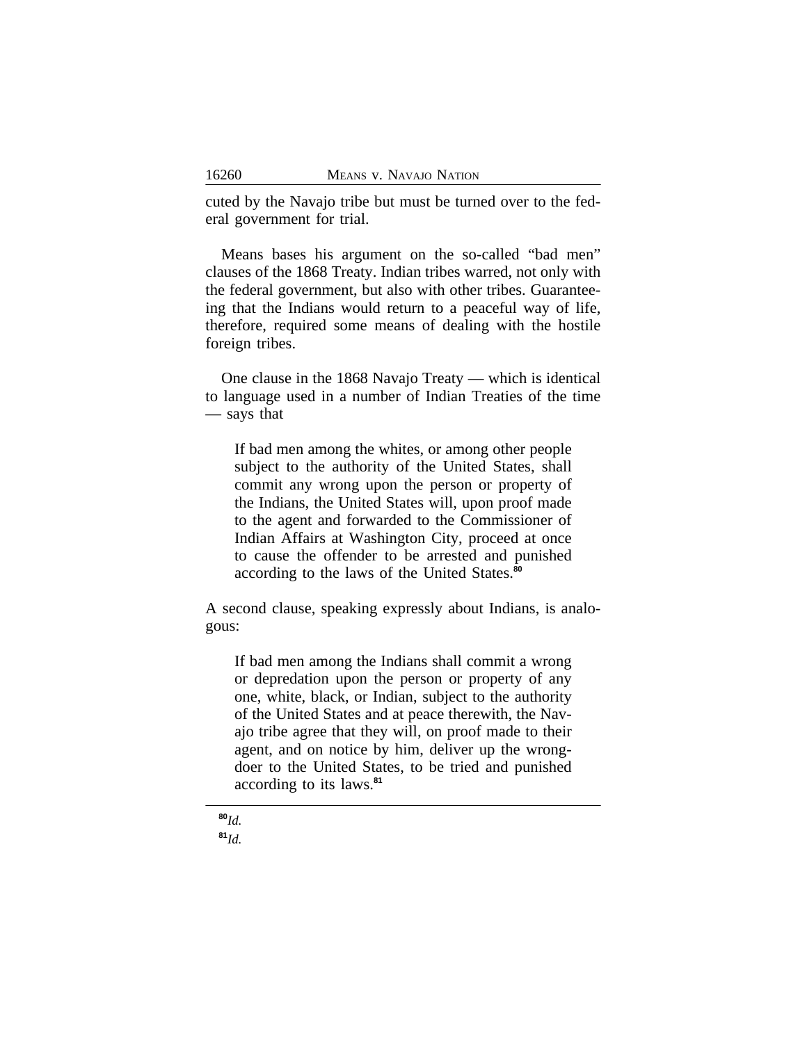cuted by the Navajo tribe but must be turned over to the federal government for trial.

Means bases his argument on the so-called "bad men" clauses of the 1868 Treaty. Indian tribes warred, not only with the federal government, but also with other tribes. Guaranteeing that the Indians would return to a peaceful way of life, therefore, required some means of dealing with the hostile foreign tribes.

One clause in the 1868 Navajo Treaty — which is identical to language used in a number of Indian Treaties of the time — says that

> If bad men among the whites, or among other people subject to the authority of the United States, shall commit any wrong upon the person or property of the Indians, the United States will, upon proof made to the agent and forwarded to the Commissioner of Indian Affairs at Washington City, proceed at once to cause the offender to be arrested and punished according to the laws of the United States.[80]

A second clause, speaking expressly about Indians, is analogous:

> If bad men among the Indians shall commit a wrong or depredation upon the person or property of any one, white, black, or Indian, subject to the authority of the United States and at peace therewith, the Navajo tribe agree that they will, on proof made to their agent, and on notice by him, deliver up the wrongdoer to the United States, to be tried and punished according to its laws.[81]

---

[80] *Id.*

[81] *Id.*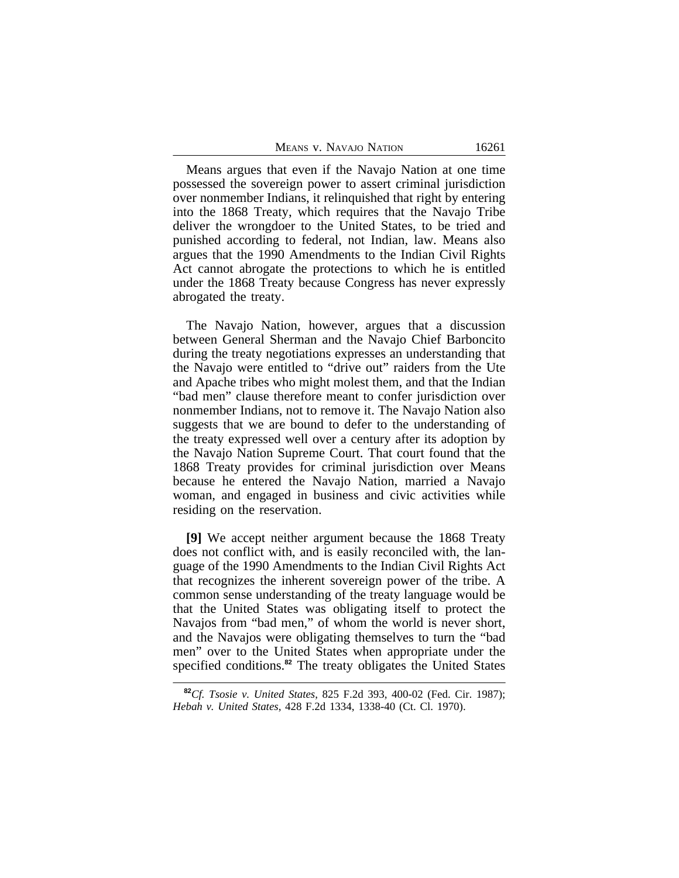Means argues that even if the Navajo Nation at one time possessed the sovereign power to assert criminal jurisdiction over nonmember Indians, it relinquished that right by entering into the 1868 Treaty, which requires that the Navajo Tribe deliver the wrongdoer to the United States, to be tried and punished according to federal, not Indian, law. Means also argues that the 1990 Amendments to the Indian Civil Rights Act cannot abrogate the protections to which he is entitled under the 1868 Treaty because Congress has never expressly abrogated the treaty.

The Navajo Nation, however, argues that a discussion between General Sherman and the Navajo Chief Barboncito during the treaty negotiations expresses an understanding that the Navajo were entitled to "drive out" raiders from the Ute and Apache tribes who might molest them, and that the Indian "bad men" clause therefore meant to confer jurisdiction over nonmember Indians, not to remove it. The Navajo Nation also suggests that we are bound to defer to the understanding of the treaty expressed well over a century after its adoption by the Navajo Nation Supreme Court. That court found that the 1868 Treaty provides for criminal jurisdiction over Means because he entered the Navajo Nation, married a Navajo woman, and engaged in business and civic activities while residing on the reservation.

**[9]** We accept neither argument because the 1868 Treaty does not conflict with, and is easily reconciled with, the language of the 1990 Amendments to the Indian Civil Rights Act that recognizes the inherent sovereign power of the tribe. A common sense understanding of the treaty language would be that the United States was obligating itself to protect the Navajos from "bad men," of whom the world is never short, and the Navajos were obligating themselves to turn the "bad men" over to the United States when appropriate under the specified conditions.[82] The treaty obligates the United States

---

[82] *Cf. Tsosie v. United States*, 825 F.2d 393, 400-02 (Fed. Cir. 1987); *Hebah v. United States*, 428 F.2d 1334, 1338-40 (Ct. Cl. 1970).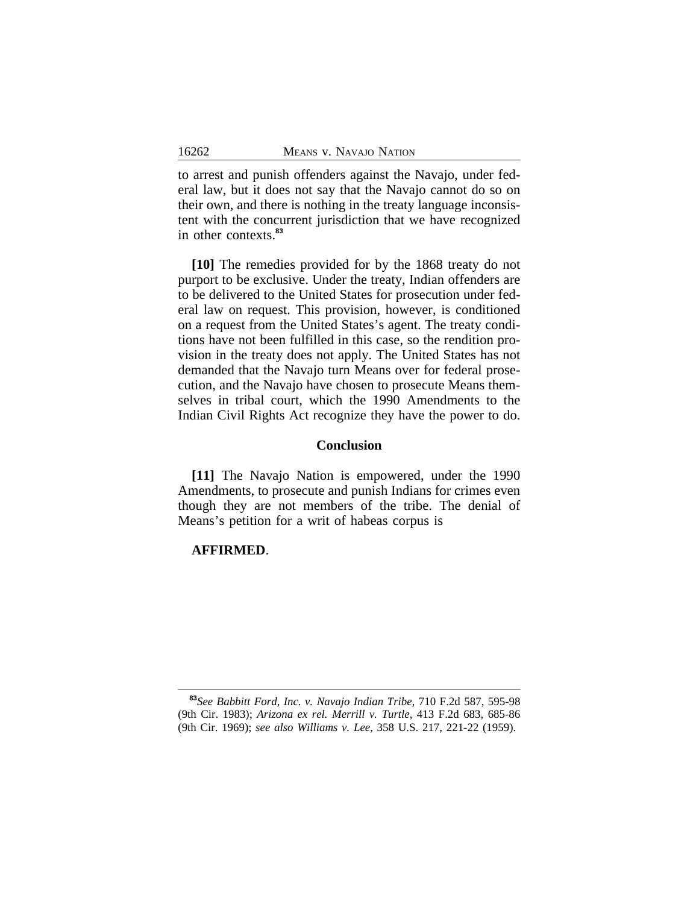to arrest and punish offenders against the Navajo, under federal law, but it does not say that the Navajo cannot do so on their own, and there is nothing in the treaty language inconsistent with the concurrent jurisdiction that we have recognized in other contexts.[83]

**[10]** The remedies provided for by the 1868 treaty do not purport to be exclusive. Under the treaty, Indian offenders are to be delivered to the United States for prosecution under federal law on request. This provision, however, is conditioned on a request from the United States's agent. The treaty conditions have not been fulfilled in this case, so the rendition provision in the treaty does not apply. The United States has not demanded that the Navajo turn Means over for federal prosecution, and the Navajo have chosen to prosecute Means themselves in tribal court, which the 1990 Amendments to the Indian Civil Rights Act recognize they have the power to do.

## Conclusion

**[11]** The Navajo Nation is empowered, under the 1990 Amendments, to prosecute and punish Indians for crimes even though they are not members of the tribe. The denial of Means's petition for a writ of habeas corpus is

**AFFIRMED**.

---

[83]*See Babbitt Ford, Inc. v. Navajo Indian Tribe*, 710 F.2d 587, 595-98 (9th Cir. 1983); *Arizona ex rel. Merrill v. Turtle*, 413 F.2d 683, 685-86 (9th Cir. 1969); *see also Williams v. Lee*, 358 U.S. 217, 221-22 (1959).